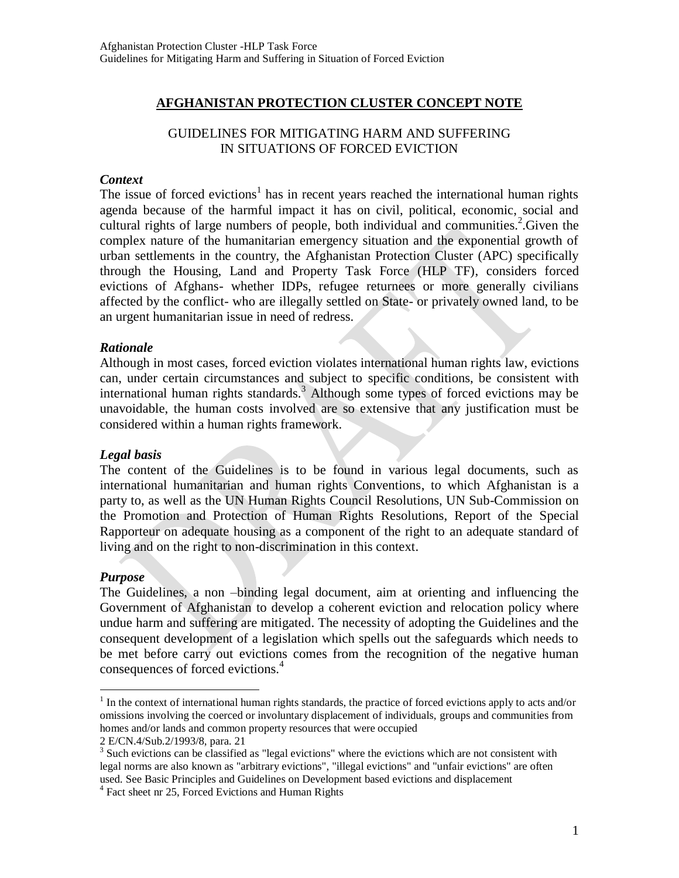## AFGHANISTAN PROTECTION CLUSTER CONCEPT NOTE

### GUIDELINES FOR MITIGATING HARM AND SUFFERING IN SITUATIONS OF FORCED EVICTION

***Context***

The issue of forced evictions[1] has in recent years reached the international human rights agenda because of the harmful impact it has on civil, political, economic, social and cultural rights of large numbers of people, both individual and communities.[2].Given the complex nature of the humanitarian emergency situation and the exponential growth of urban settlements in the country, the Afghanistan Protection Cluster (APC) specifically through the Housing, Land and Property Task Force (HLP TF), considers forced evictions of Afghans- whether IDPs, refugee returnees or more generally civilians affected by the conflict- who are illegally settled on State- or privately owned land, to be an urgent humanitarian issue in need of redress.

***Rationale***

Although in most cases, forced eviction violates international human rights law, evictions can, under certain circumstances and subject to specific conditions, be consistent with international human rights standards.[3] Although some types of forced evictions may be unavoidable, the human costs involved are so extensive that any justification must be considered within a human rights framework.

***Legal basis***

The content of the Guidelines is to be found in various legal documents, such as international humanitarian and human rights Conventions, to which Afghanistan is a party to, as well as the UN Human Rights Council Resolutions, UN Sub-Commission on the Promotion and Protection of Human Rights Resolutions, Report of the Special Rapporteur on adequate housing as a component of the right to an adequate standard of living and on the right to non-discrimination in this context.

***Purpose***

The Guidelines, a non –binding legal document, aim at orienting and influencing the Government of Afghanistan to develop a coherent eviction and relocation policy where undue harm and suffering are mitigated. The necessity of adopting the Guidelines and the consequent development of a legislation which spells out the safeguards which needs to be met before carry out evictions comes from the recognition of the negative human consequences of forced evictions.[4]

---

[1] In the context of international human rights standards, the practice of forced evictions apply to acts and/or omissions involving the coerced or involuntary displacement of individuals, groups and communities from homes and/or lands and common property resources that were occupied

2 E/CN.4/Sub.2/1993/8, para. 21

[3] Such evictions can be classified as "legal evictions" where the evictions which are not consistent with legal norms are also known as "arbitrary evictions", "illegal evictions" and "unfair evictions" are often used. See Basic Principles and Guidelines on Development based evictions and displacement

[4] Fact sheet nr 25, Forced Evictions and Human Rights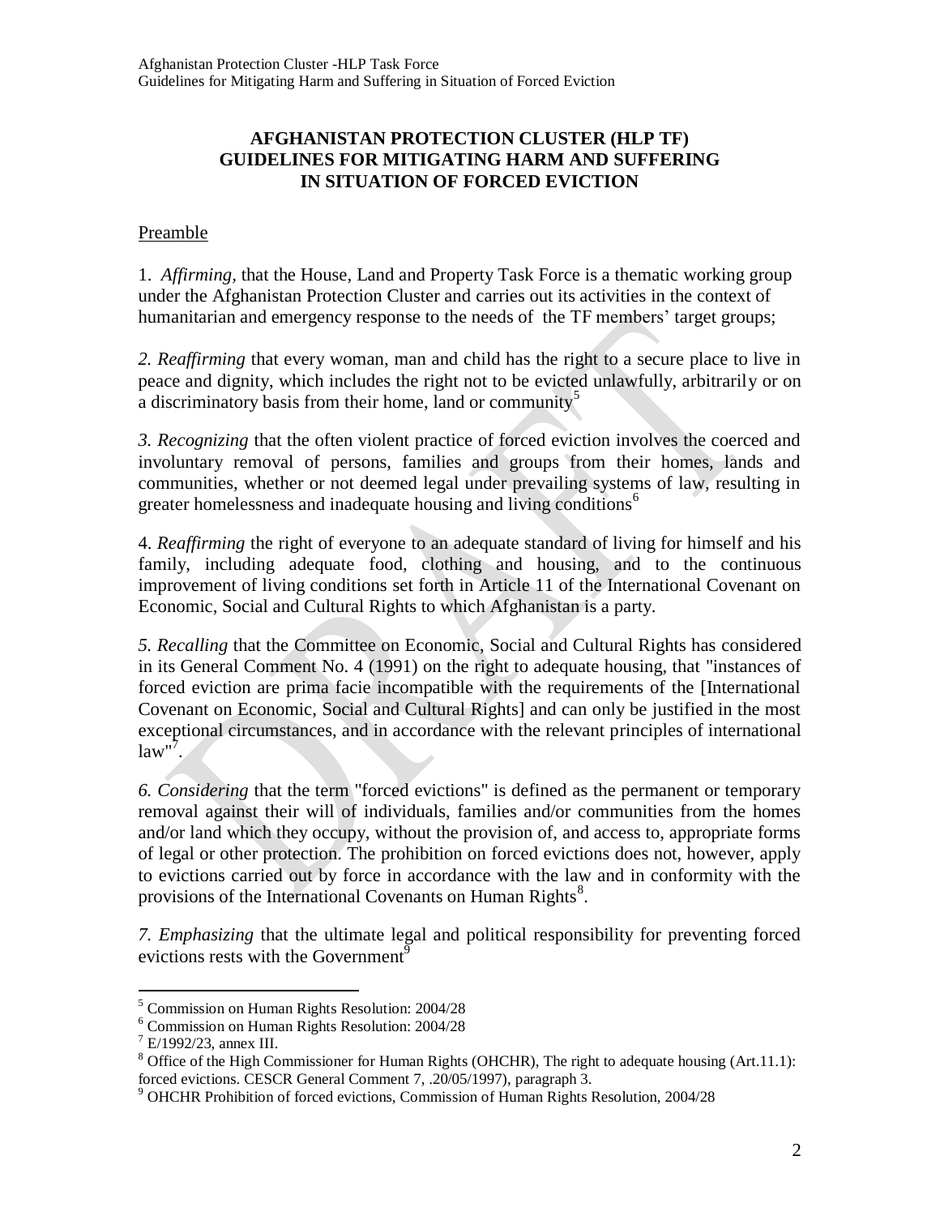**AFGHANISTAN PROTECTION CLUSTER (HLP TF)**
**GUIDELINES FOR MITIGATING HARM AND SUFFERING**
**IN SITUATION OF FORCED EVICTION**

## Preamble

1. *Affirming,* that the House, Land and Property Task Force is a thematic working group under the Afghanistan Protection Cluster and carries out its activities in the context of humanitarian and emergency response to the needs of the TF members' target groups;

*2. Reaffirming* that every woman, man and child has the right to a secure place to live in peace and dignity, which includes the right not to be evicted unlawfully, arbitrarily or on a discriminatory basis from their home, land or community[5]

*3. Recognizing* that the often violent practice of forced eviction involves the coerced and involuntary removal of persons, families and groups from their homes, lands and communities, whether or not deemed legal under prevailing systems of law, resulting in greater homelessness and inadequate housing and living conditions[6]

4. *Reaffirming* the right of everyone to an adequate standard of living for himself and his family, including adequate food, clothing and housing, and to the continuous improvement of living conditions set forth in Article 11 of the International Covenant on Economic, Social and Cultural Rights to which Afghanistan is a party.

*5. Recalling* that the Committee on Economic, Social and Cultural Rights has considered in its General Comment No. 4 (1991) on the right to adequate housing, that "instances of forced eviction are prima facie incompatible with the requirements of the [International Covenant on Economic, Social and Cultural Rights] and can only be justified in the most exceptional circumstances, and in accordance with the relevant principles of international law"[7].

*6. Considering* that the term "forced evictions" is defined as the permanent or temporary removal against their will of individuals, families and/or communities from the homes and/or land which they occupy, without the provision of, and access to, appropriate forms of legal or other protection. The prohibition on forced evictions does not, however, apply to evictions carried out by force in accordance with the law and in conformity with the provisions of the International Covenants on Human Rights[8].

*7. Emphasizing* that the ultimate legal and political responsibility for preventing forced evictions rests with the Government[9]

---

[5] Commission on Human Rights Resolution: 2004/28

[6] Commission on Human Rights Resolution: 2004/28

[7] E/1992/23, annex III.

[8] Office of the High Commissioner for Human Rights (OHCHR), The right to adequate housing (Art.11.1): forced evictions. CESCR General Comment 7, .20/05/1997), paragraph 3.

[9] OHCHR Prohibition of forced evictions, Commission of Human Rights Resolution, 2004/28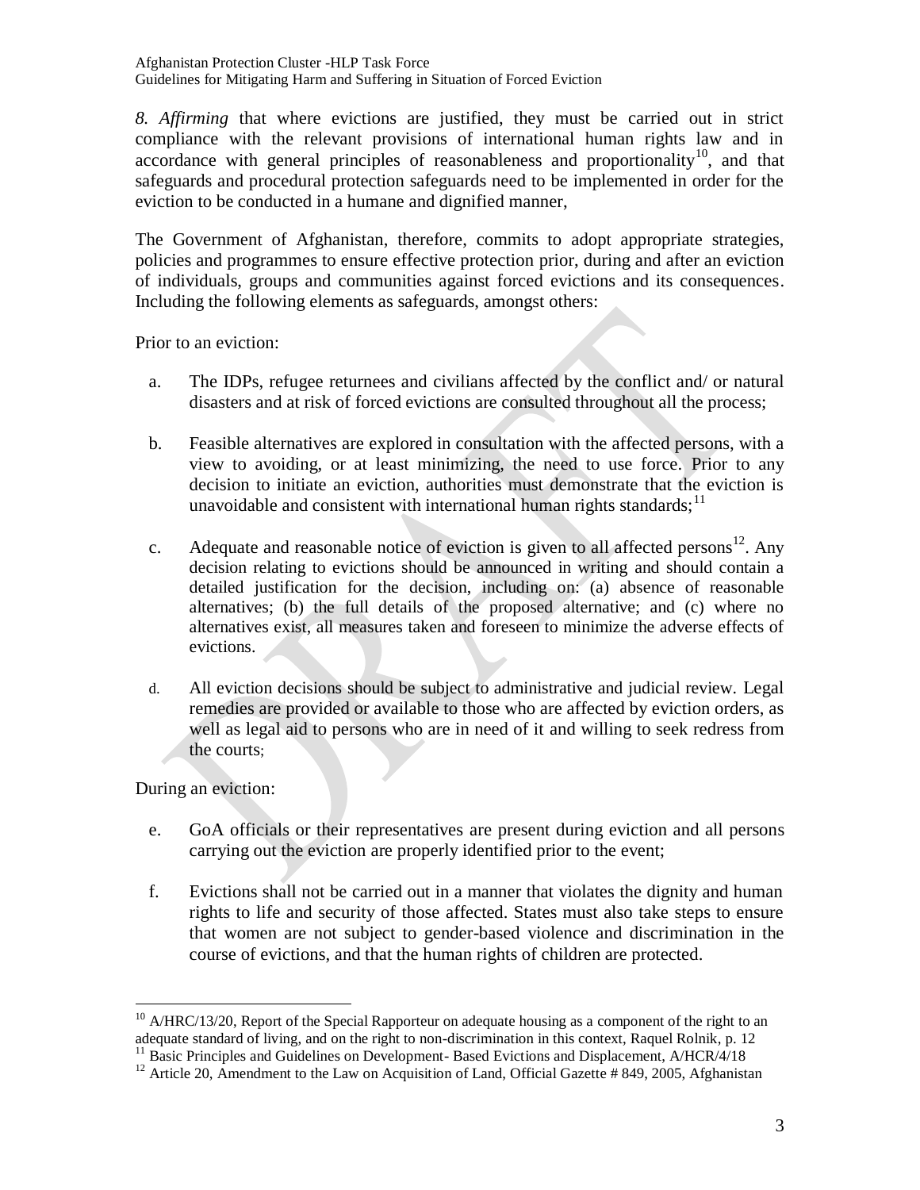*8. Affirming* that where evictions are justified, they must be carried out in strict compliance with the relevant provisions of international human rights law and in accordance with general principles of reasonableness and proportionality[10], and that safeguards and procedural protection safeguards need to be implemented in order for the eviction to be conducted in a humane and dignified manner,

The Government of Afghanistan, therefore, commits to adopt appropriate strategies, policies and programmes to ensure effective protection prior, during and after an eviction of individuals, groups and communities against forced evictions and its consequences. Including the following elements as safeguards, amongst others:

Prior to an eviction:

a. The IDPs, refugee returnees and civilians affected by the conflict and/ or natural disasters and at risk of forced evictions are consulted throughout all the process;

b. Feasible alternatives are explored in consultation with the affected persons, with a view to avoiding, or at least minimizing, the need to use force. Prior to any decision to initiate an eviction, authorities must demonstrate that the eviction is unavoidable and consistent with international human rights standards;[11]

c. Adequate and reasonable notice of eviction is given to all affected persons[12]. Any decision relating to evictions should be announced in writing and should contain a detailed justification for the decision, including on: (a) absence of reasonable alternatives; (b) the full details of the proposed alternative; and (c) where no alternatives exist, all measures taken and foreseen to minimize the adverse effects of evictions.

d. All eviction decisions should be subject to administrative and judicial review. Legal remedies are provided or available to those who are affected by eviction orders, as well as legal aid to persons who are in need of it and willing to seek redress from the courts;

During an eviction:

e. GoA officials or their representatives are present during eviction and all persons carrying out the eviction are properly identified prior to the event;

f. Evictions shall not be carried out in a manner that violates the dignity and human rights to life and security of those affected. States must also take steps to ensure that women are not subject to gender-based violence and discrimination in the course of evictions, and that the human rights of children are protected.

---

[10] A/HRC/13/20, Report of the Special Rapporteur on adequate housing as a component of the right to an adequate standard of living, and on the right to non-discrimination in this context, Raquel Rolnik, p. 12

[11] Basic Principles and Guidelines on Development- Based Evictions and Displacement, A/HCR/4/18

[12] Article 20, Amendment to the Law on Acquisition of Land, Official Gazette # 849, 2005, Afghanistan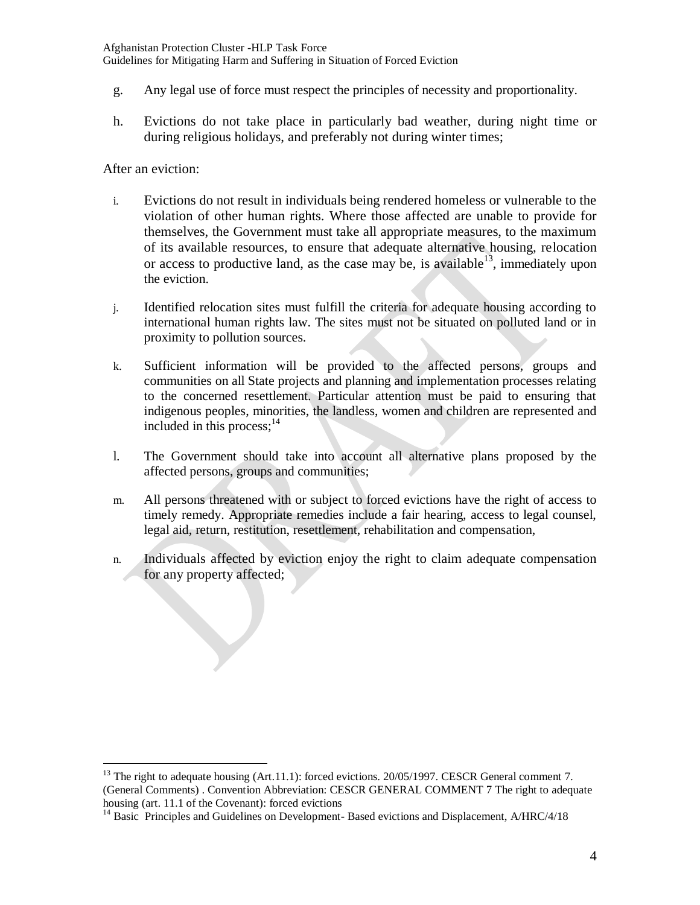g. Any legal use of force must respect the principles of necessity and proportionality.

h. Evictions do not take place in particularly bad weather, during night time or during religious holidays, and preferably not during winter times;

After an eviction:

i. Evictions do not result in individuals being rendered homeless or vulnerable to the violation of other human rights. Where those affected are unable to provide for themselves, the Government must take all appropriate measures, to the maximum of its available resources, to ensure that adequate alternative housing, relocation or access to productive land, as the case may be, is available[13], immediately upon the eviction.

j. Identified relocation sites must fulfill the criteria for adequate housing according to international human rights law. The sites must not be situated on polluted land or in proximity to pollution sources.

k. Sufficient information will be provided to the affected persons, groups and communities on all State projects and planning and implementation processes relating to the concerned resettlement. Particular attention must be paid to ensuring that indigenous peoples, minorities, the landless, women and children are represented and included in this process;[14]

l. The Government should take into account all alternative plans proposed by the affected persons, groups and communities;

m. All persons threatened with or subject to forced evictions have the right of access to timely remedy. Appropriate remedies include a fair hearing, access to legal counsel, legal aid, return, restitution, resettlement, rehabilitation and compensation,

n. Individuals affected by eviction enjoy the right to claim adequate compensation for any property affected;

---

[13] The right to adequate housing (Art.11.1): forced evictions. 20/05/1997. CESCR General comment 7. (General Comments) . Convention Abbreviation: CESCR GENERAL COMMENT 7 The right to adequate housing (art. 11.1 of the Covenant): forced evictions

[14] Basic Principles and Guidelines on Development- Based evictions and Displacement, A/HRC/4/18